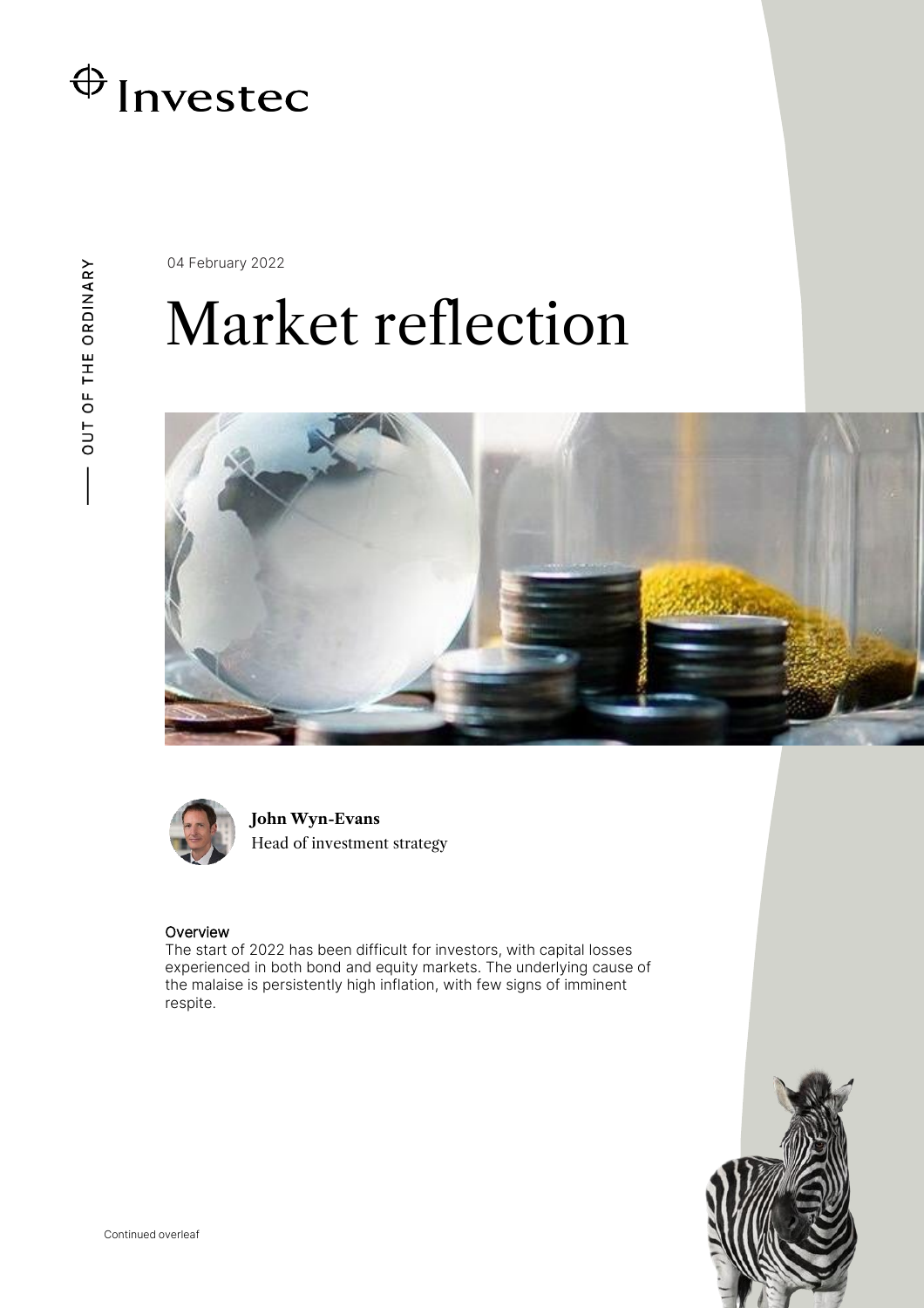Investec

OUT OF THE ORDINARY

04 February 2022

# Market reflection

**John Wyn-Evans**
Head of investment strategy

### Overview

The start of 2022 has been difficult for investors, with capital losses experienced in both bond and equity markets. The underlying cause of the malaise is persistently high inflation, with few signs of imminent respite.

Continued overleaf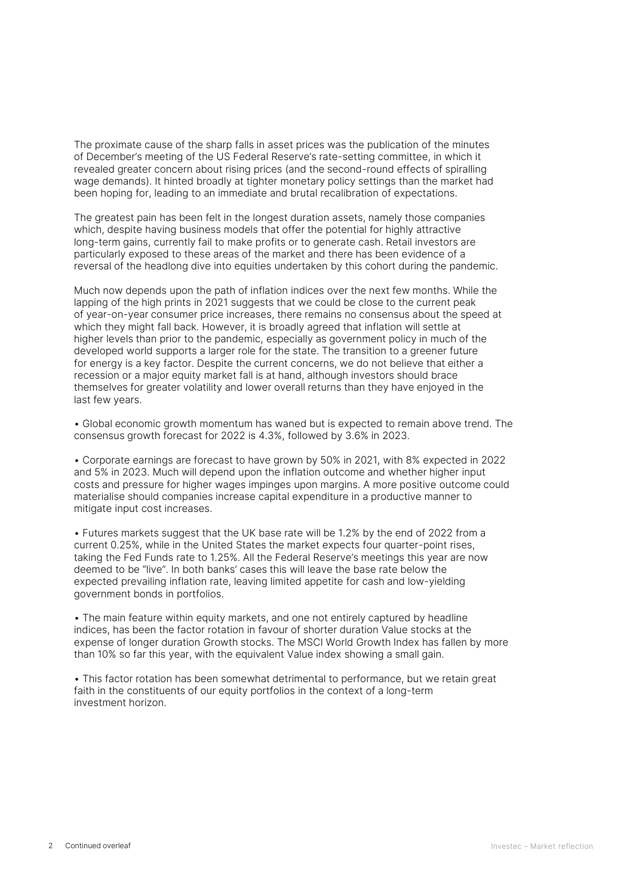The proximate cause of the sharp falls in asset prices was the publication of the minutes of December's meeting of the US Federal Reserve's rate-setting committee, in which it revealed greater concern about rising prices (and the second-round effects of spiralling wage demands). It hinted broadly at tighter monetary policy settings than the market had been hoping for, leading to an immediate and brutal recalibration of expectations.

The greatest pain has been felt in the longest duration assets, namely those companies which, despite having business models that offer the potential for highly attractive long-term gains, currently fail to make profits or to generate cash. Retail investors are particularly exposed to these areas of the market and there has been evidence of a reversal of the headlong dive into equities undertaken by this cohort during the pandemic.

Much now depends upon the path of inflation indices over the next few months. While the lapping of the high prints in 2021 suggests that we could be close to the current peak of year-on-year consumer price increases, there remains no consensus about the speed at which they might fall back. However, it is broadly agreed that inflation will settle at higher levels than prior to the pandemic, especially as government policy in much of the developed world supports a larger role for the state. The transition to a greener future for energy is a key factor. Despite the current concerns, we do not believe that either a recession or a major equity market fall is at hand, although investors should brace themselves for greater volatility and lower overall returns than they have enjoyed in the last few years.

- Global economic growth momentum has waned but is expected to remain above trend. The consensus growth forecast for 2022 is 4.3%, followed by 3.6% in 2023.

- Corporate earnings are forecast to have grown by 50% in 2021, with 8% expected in 2022 and 5% in 2023. Much will depend upon the inflation outcome and whether higher input costs and pressure for higher wages impinges upon margins. A more positive outcome could materialise should companies increase capital expenditure in a productive manner to mitigate input cost increases.

- Futures markets suggest that the UK base rate will be 1.2% by the end of 2022 from a current 0.25%, while in the United States the market expects four quarter-point rises, taking the Fed Funds rate to 1.25%. All the Federal Reserve's meetings this year are now deemed to be "live". In both banks' cases this will leave the base rate below the expected prevailing inflation rate, leaving limited appetite for cash and low-yielding government bonds in portfolios.

- The main feature within equity markets, and one not entirely captured by headline indices, has been the factor rotation in favour of shorter duration Value stocks at the expense of longer duration Growth stocks. The MSCI World Growth Index has fallen by more than 10% so far this year, with the equivalent Value index showing a small gain.

- This factor rotation has been somewhat detrimental to performance, but we retain great faith in the constituents of our equity portfolios in the context of a long-term investment horizon.

Continued overleaf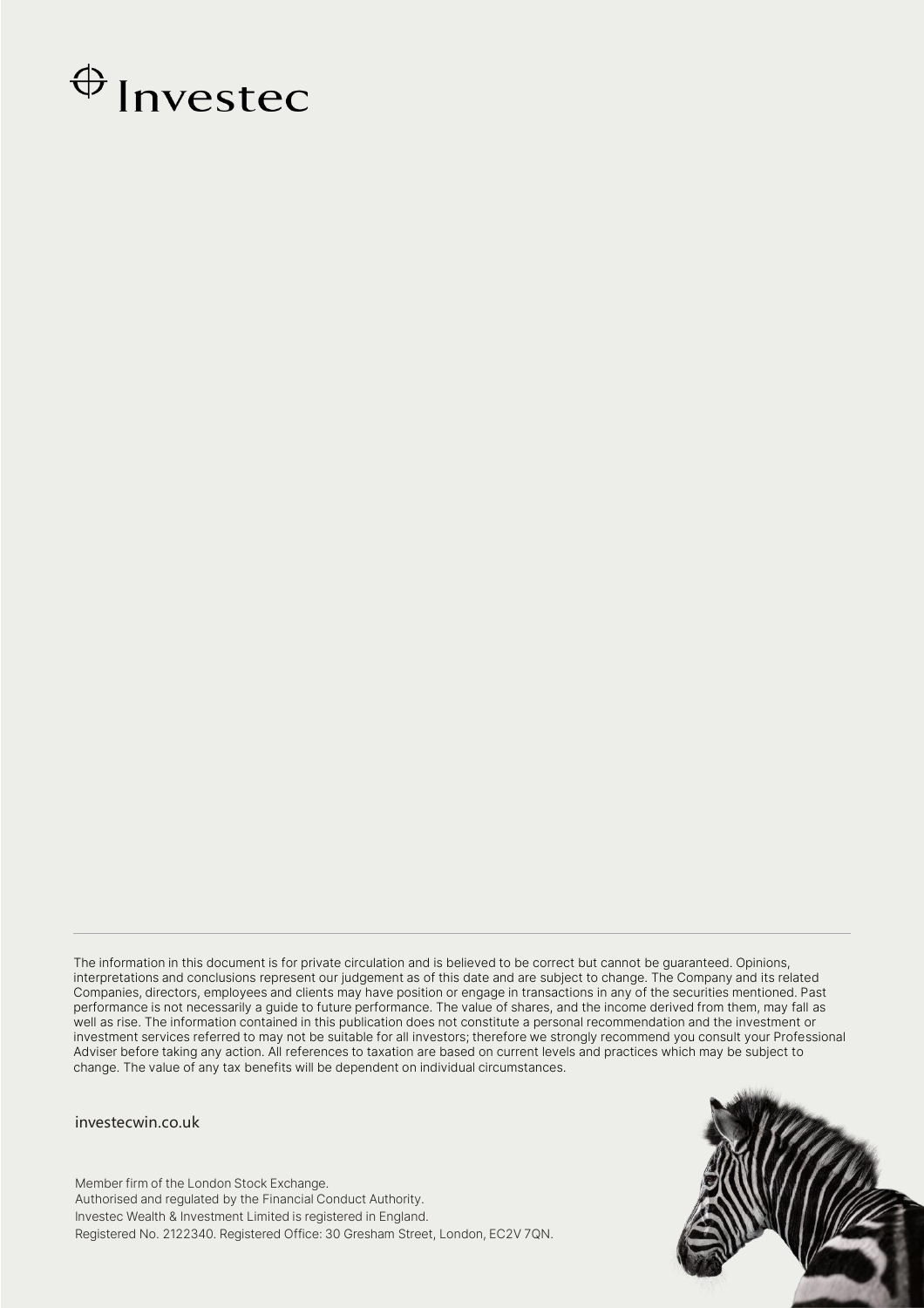Investec

The information in this document is for private circulation and is believed to be correct but cannot be guaranteed. Opinions, interpretations and conclusions represent our judgement as of this date and are subject to change. The Company and its related Companies, directors, employees and clients may have position or engage in transactions in any of the securities mentioned. Past performance is not necessarily a guide to future performance. The value of shares, and the income derived from them, may fall as well as rise. The information contained in this publication does not constitute a personal recommendation and the investment or investment services referred to may not be suitable for all investors; therefore we strongly recommend you consult your Professional Adviser before taking any action. All references to taxation are based on current levels and practices which may be subject to change. The value of any tax benefits will be dependent on individual circumstances.

investecwin.co.uk

Member firm of the London Stock Exchange.
Authorised and regulated by the Financial Conduct Authority.
Investec Wealth & Investment Limited is registered in England.
Registered No. 2122340. Registered Office: 30 Gresham Street, London, EC2V 7QN.